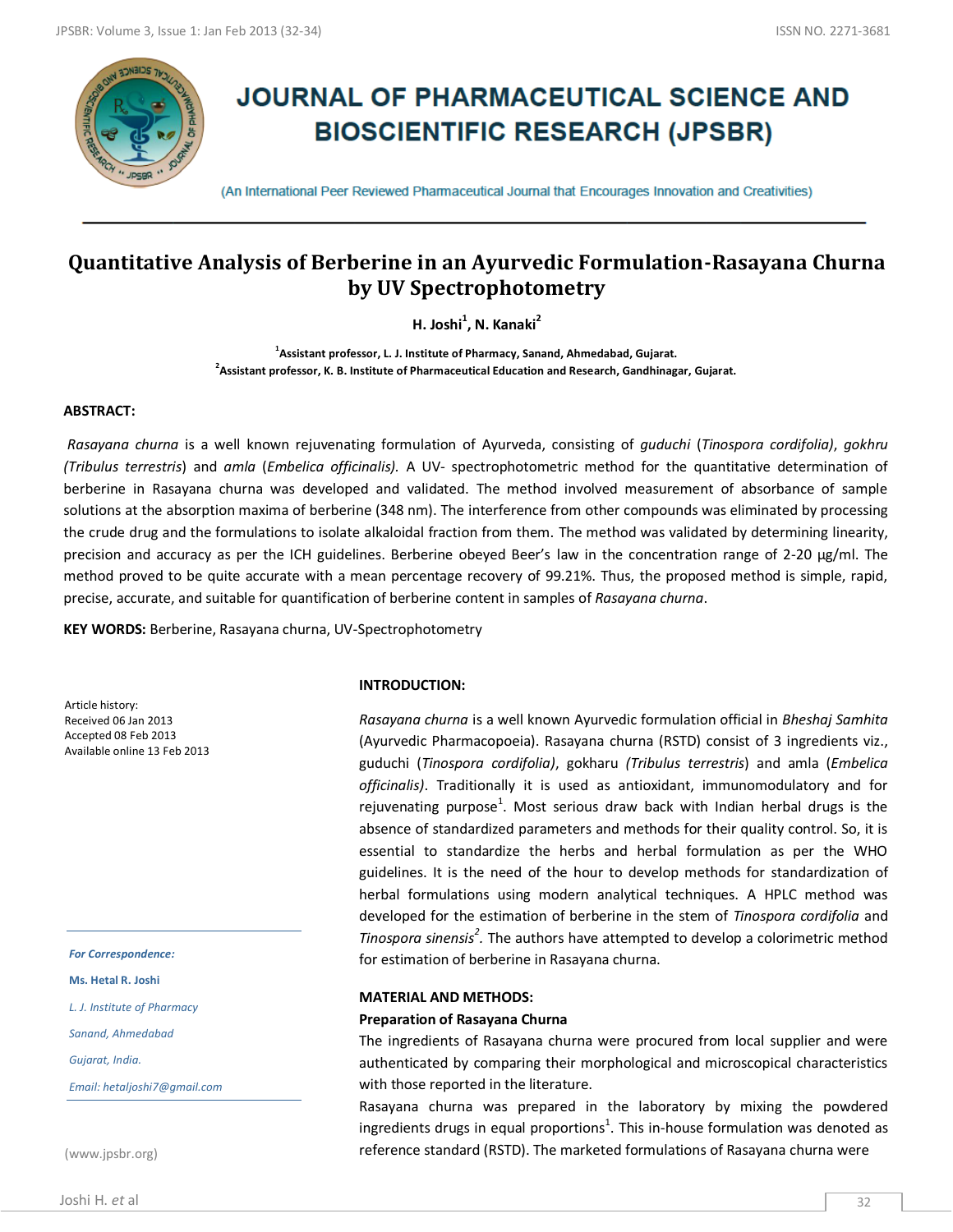# JOURNAL OF PHARMACEUTICAL SCIENCE AND BIOSCIENTIFIC RESEARCH (JPSBR)

(An International Peer Reviewed Pharmaceutical Journal that Encourages Innovation and Creativities)

## Quantitative Analysis of Berberine in an Ayurvedic Formulation-Rasayana Churna by UV Spectrophotometry

**H. Joshi[1], N. Kanaki[2]**

[1]Assistant professor, L. J. Institute of Pharmacy, Sanand, Ahmedabad, Gujarat.

[2]Assistant professor, K. B. Institute of Pharmaceutical Education and Research, Gandhinagar, Gujarat.

### ABSTRACT:

*Rasayana churna* is a well known rejuvenating formulation of Ayurveda, consisting of *guduchi* (*Tinospora cordifolia)*, *gokhru (Tribulus terrestris*) and *amla* (*Embelica officinalis).* A UV- spectrophotometric method for the quantitative determination of berberine in Rasayana churna was developed and validated. The method involved measurement of absorbance of sample solutions at the absorption maxima of berberine (348 nm). The interference from other compounds was eliminated by processing the crude drug and the formulations to isolate alkaloidal fraction from them. The method was validated by determining linearity, precision and accuracy as per the ICH guidelines. Berberine obeyed Beer's law in the concentration range of 2-20 µg/ml. The method proved to be quite accurate with a mean percentage recovery of 99.21%. Thus, the proposed method is simple, rapid, precise, accurate, and suitable for quantification of berberine content in samples of *Rasayana churna*.

**KEY WORDS:** Berberine, Rasayana churna, UV-Spectrophotometry

Article history:
Received 06 Jan 2013
Accepted 08 Feb 2013
Available online 13 Feb 2013

*For Correspondence:*

**Ms. Hetal R. Joshi**

*L. J. Institute of Pharmacy*

*Sanand, Ahmedabad*

*Gujarat, India.*

*Email: hetaljoshi7@gmail.com*

(www.jpsbr.org)

### INTRODUCTION:

*Rasayana churna* is a well known Ayurvedic formulation official in *Bheshaj Samhita* (Ayurvedic Pharmacopoeia). Rasayana churna (RSTD) consist of 3 ingredients viz., guduchi (*Tinospora cordifolia)*, gokharu *(Tribulus terrestris*) and amla (*Embelica officinalis)*. Traditionally it is used as antioxidant, immunomodulatory and for rejuvenating purpose[1]. Most serious draw back with Indian herbal drugs is the absence of standardized parameters and methods for their quality control. So, it is essential to standardize the herbs and herbal formulation as per the WHO guidelines. It is the need of the hour to develop methods for standardization of herbal formulations using modern analytical techniques. A HPLC method was developed for the estimation of berberine in the stem of *Tinospora cordifolia* and *Tinospora sinensis*[2]. The authors have attempted to develop a colorimetric method for estimation of berberine in Rasayana churna.

### MATERIAL AND METHODS:

#### Preparation of Rasayana Churna

The ingredients of Rasayana churna were procured from local supplier and were authenticated by comparing their morphological and microscopical characteristics with those reported in the literature.

Rasayana churna was prepared in the laboratory by mixing the powdered ingredients drugs in equal proportions[1]. This in-house formulation was denoted as reference standard (RSTD). The marketed formulations of Rasayana churna were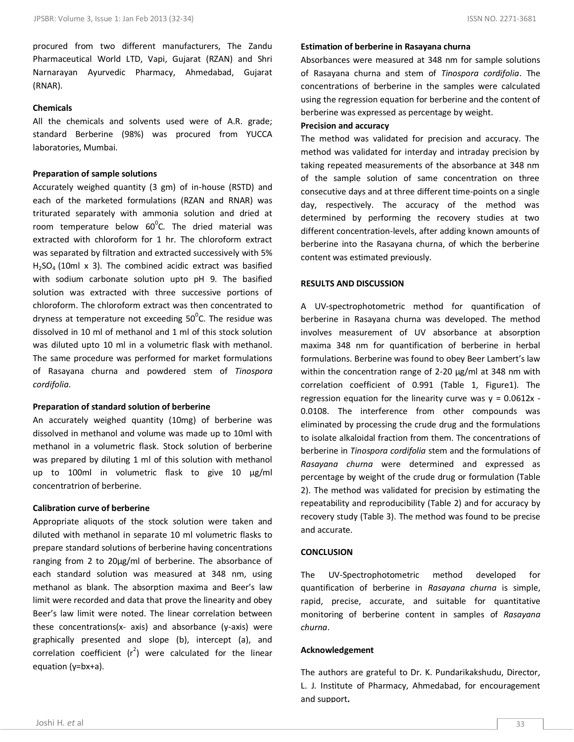procured from two different manufacturers, The Zandu Pharmaceutical World LTD, Vapi, Gujarat (RZAN) and Shri Narnarayan Ayurvedic Pharmacy, Ahmedabad, Gujarat (RNAR).

**Chemicals**

All the chemicals and solvents used were of A.R. grade; standard Berberine (98%) was procured from YUCCA laboratories, Mumbai.

**Preparation of sample solutions**

Accurately weighed quantity (3 gm) of in-house (RSTD) and each of the marketed formulations (RZAN and RNAR) was triturated separately with ammonia solution and dried at room temperature below $60^0$C. The dried material was extracted with chloroform for 1 hr. The chloroform extract was separated by filtration and extracted successively with 5% $H_2SO_4$ (10ml x 3). The combined acidic extract was basified with sodium carbonate solution upto pH 9. The basified solution was extracted with three successive portions of chloroform. The chloroform extract was then concentrated to dryness at temperature not exceeding $50^0$C. The residue was dissolved in 10 ml of methanol and 1 ml of this stock solution was diluted upto 10 ml in a volumetric flask with methanol. The same procedure was performed for market formulations of Rasayana churna and powdered stem of *Tinospora cordifolia*.

**Preparation of standard solution of berberine**

An accurately weighed quantity (10mg) of berberine was dissolved in methanol and volume was made up to 10ml with methanol in a volumetric flask. Stock solution of berberine was prepared by diluting 1 ml of this solution with methanol up to 100ml in volumetric flask to give 10 µg/ml concentratrion of berberine.

**Calibration curve of berberine**

Appropriate aliquots of the stock solution were taken and diluted with methanol in separate 10 ml volumetric flasks to prepare standard solutions of berberine having concentrations ranging from 2 to 20µg/ml of berberine. The absorbance of each standard solution was measured at 348 nm, using methanol as blank. The absorption maxima and Beer's law limit were recorded and data that prove the linearity and obey Beer's law limit were noted. The linear correlation between these concentrations(x- axis) and absorbance (y-axis) were graphically presented and slope (b), intercept (a), and correlation coefficient ($r^2$) were calculated for the linear equation (y=bx+a).

**Estimation of berberine in Rasayana churna**

Absorbances were measured at 348 nm for sample solutions of Rasayana churna and stem of *Tinospora cordifolia*. The concentrations of berberine in the samples were calculated using the regression equation for berberine and the content of berberine was expressed as percentage by weight.

**Precision and accuracy**

The method was validated for precision and accuracy. The method was validated for interday and intraday precision by taking repeated measurements of the absorbance at 348 nm of the sample solution of same concentration on three consecutive days and at three different time-points on a single day, respectively. The accuracy of the method was determined by performing the recovery studies at two different concentration-levels, after adding known amounts of berberine into the Rasayana churna, of which the berberine content was estimated previously.

## RESULTS AND DISCUSSION

A UV-spectrophotometric method for quantification of berberine in Rasayana churna was developed. The method involves measurement of UV absorbance at absorption maxima 348 nm for quantification of berberine in herbal formulations. Berberine was found to obey Beer Lambert's law within the concentration range of 2-20 µg/ml at 348 nm with correlation coefficient of 0.991 (Table 1, Figure1). The regression equation for the linearity curve was $y = 0.0612x - 0.0108$. The interference from other compounds was eliminated by processing the crude drug and the formulations to isolate alkaloidal fraction from them. The concentrations of berberine in *Tinospora cordifolia* stem and the formulations of *Rasayana churna* were determined and expressed as percentage by weight of the crude drug or formulation (Table 2). The method was validated for precision by estimating the repeatability and reproducibility (Table 2) and for accuracy by recovery study (Table 3). The method was found to be precise and accurate.

## CONCLUSION

The UV-Spectrophotometric method developed for quantification of berberine in *Rasayana churna* is simple, rapid, precise, accurate, and suitable for quantitative monitoring of berberine content in samples of *Rasayana churna*.

**Acknowledgement**

The authors are grateful to Dr. K. Pundarikakshudu, Director, L. J. Institute of Pharmacy, Ahmedabad, for encouragement and support**.**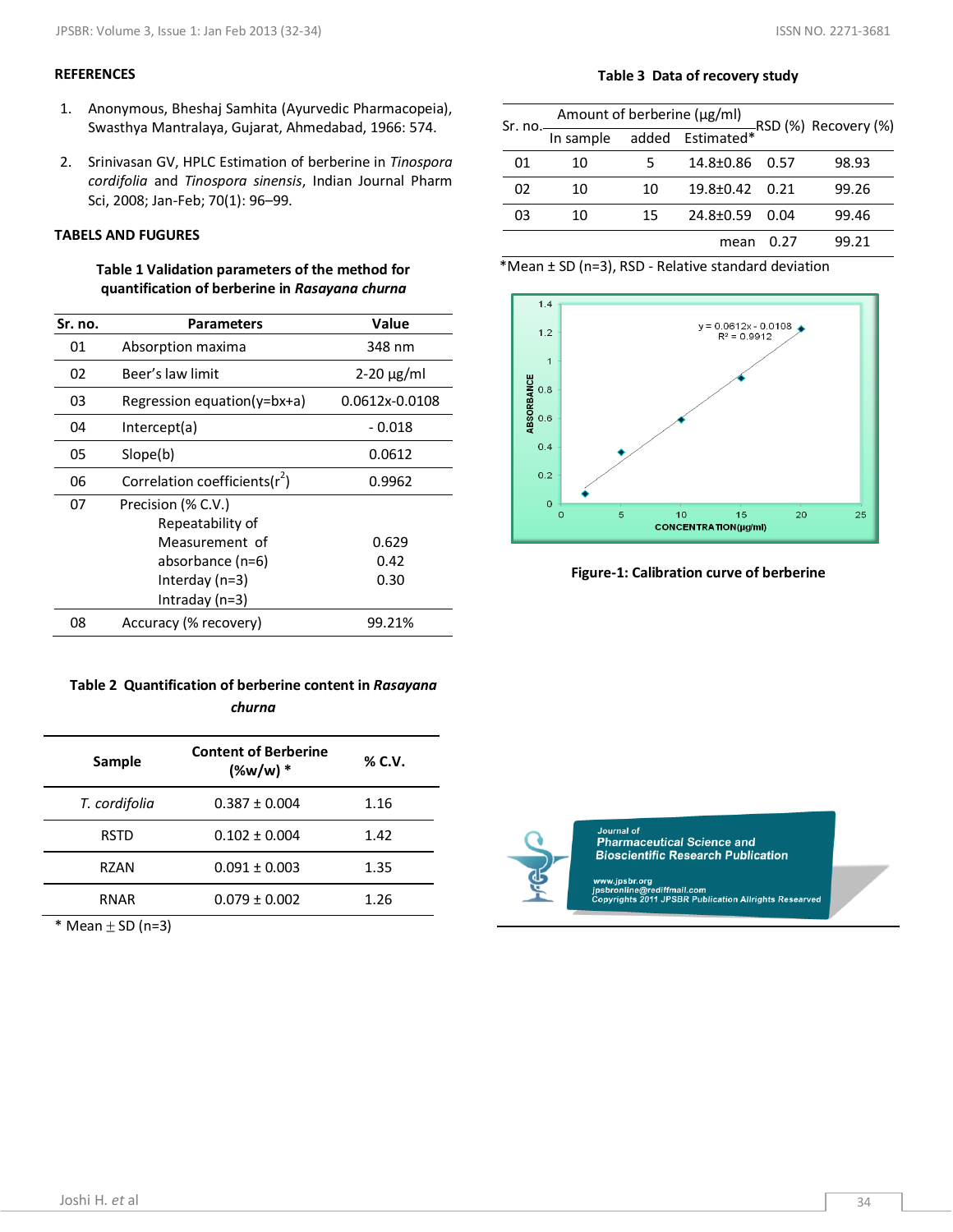## REFERENCES

1. Anonymous, Bheshaj Samhita (Ayurvedic Pharmacopeia), Swasthya Mantralaya, Gujarat, Ahmedabad, 1966: 574.
2. Srinivasan GV, HPLC Estimation of berberine in *Tinospora cordifolia* and *Tinospora sinensis*, Indian Journal Pharm Sci, 2008; Jan-Feb; 70(1): 96–99.

## TABELS AND FUGURES

**Table 1 Validation parameters of the method for quantification of berberine in *Rasayana churna***

| Sr. no. | Parameters | Value |
|---|---|---|
| 01 | Absorption maxima | 348 nm |
| 02 | Beer's law limit | 2-20 µg/ml |
| 03 | Regression equation(y=bx+a) | 0.0612x-0.0108 |
| 04 | Intercept(a) | - 0.018 |
| 05 | Slope(b) | 0.0612 |
| 06 | Correlation coefficients($r^2$) | 0.9962 |
| 07 | Precision (% C.V.) | |
| | Repeatability of Measurement of absorbance (n=6) | 0.629 |
| | Interday (n=3) | 0.42 |
| | Intraday (n=3) | 0.30 |
| 08 | Accuracy (% recovery) | 99.21% |

**Table 2 Quantification of berberine content in *Rasayana churna***

| Sample | Content of Berberine (%w/w) * | % C.V. |
|---|---|---|
| *T. cordifolia* | 0.387 ± 0.004 | 1.16 |
| RSTD | 0.102 ± 0.004 | 1.42 |
| RZAN | 0.091 ± 0.003 | 1.35 |
| RNAR | 0.079 ± 0.002 | 1.26 |

\* Mean ± SD (n=3)

**Table 3 Data of recovery study**

| Sr. no. | Amount of berberine (µg/ml) | | | RSD (%) | Recovery (%) |
|---|---|---|---|---|---|
| | In sample | added | Estimated* | | |
| 01 | 10 | 5 | 14.8±0.86 | 0.57 | 98.93 |
| 02 | 10 | 10 | 19.8±0.42 | 0.21 | 99.26 |
| 03 | 10 | 15 | 24.8±0.59 | 0.04 | 99.46 |
| | | | mean | 0.27 | 99.21 |

*Mean ± SD (n=3), RSD - Relative standard deviation

y = 0.0612x - 0.0108
R² = 0.9912
ABSORBANCE
CONCENTRATION(µg/ml)
0, 0.2, 0.4, 0.6, 0.8, 1, 1.2, 1.4
0, 5, 10, 15, 20, 25

**Figure-1: Calibration curve of berberine**